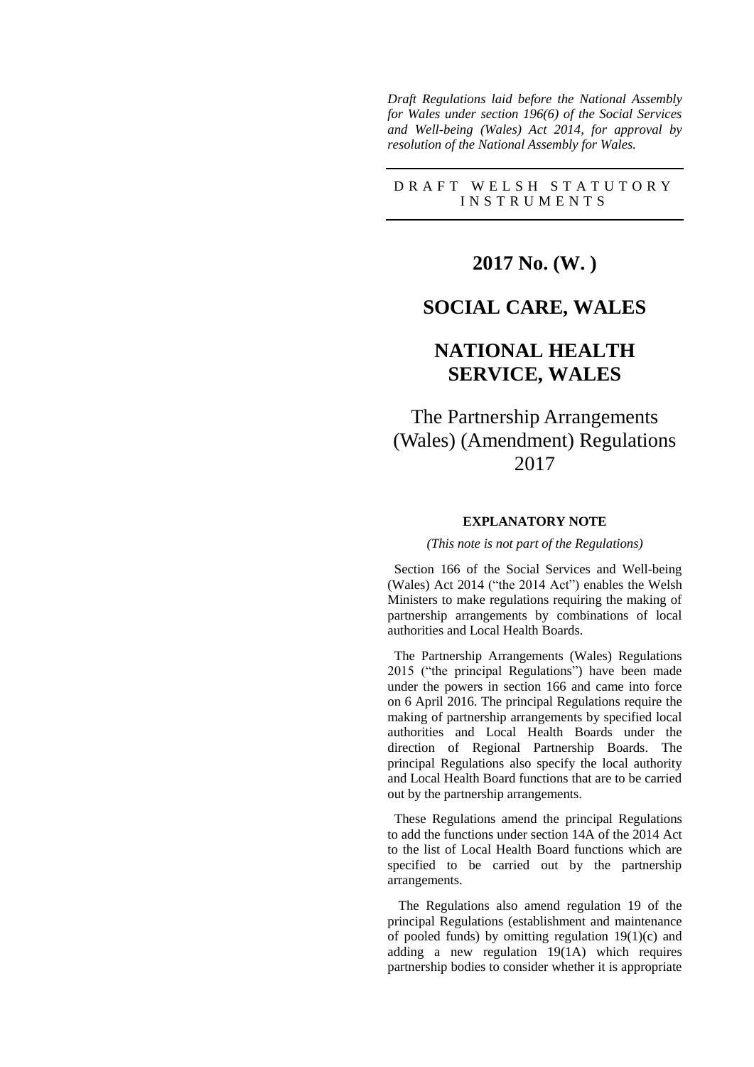*Draft Regulations laid before the National Assembly for Wales under section 196(6) of the Social Services and Well-being (Wales) Act 2014, for approval by resolution of the National Assembly for Wales.*

DRAFT WELSH STATUTORY INSTRUMENTS

# 2017 No. (W. )

# SOCIAL CARE, WALES

# NATIONAL HEALTH SERVICE, WALES

# The Partnership Arrangements (Wales) (Amendment) Regulations 2017

### EXPLANATORY NOTE

*(This note is not part of the Regulations)*

Section 166 of the Social Services and Well-being (Wales) Act 2014 ("the 2014 Act") enables the Welsh Ministers to make regulations requiring the making of partnership arrangements by combinations of local authorities and Local Health Boards.

The Partnership Arrangements (Wales) Regulations 2015 ("the principal Regulations") have been made under the powers in section 166 and came into force on 6 April 2016. The principal Regulations require the making of partnership arrangements by specified local authorities and Local Health Boards under the direction of Regional Partnership Boards. The principal Regulations also specify the local authority and Local Health Board functions that are to be carried out by the partnership arrangements.

These Regulations amend the principal Regulations to add the functions under section 14A of the 2014 Act to the list of Local Health Board functions which are specified to be carried out by the partnership arrangements.

The Regulations also amend regulation 19 of the principal Regulations (establishment and maintenance of pooled funds) by omitting regulation 19(1)(c) and adding a new regulation 19(1A) which requires partnership bodies to consider whether it is appropriate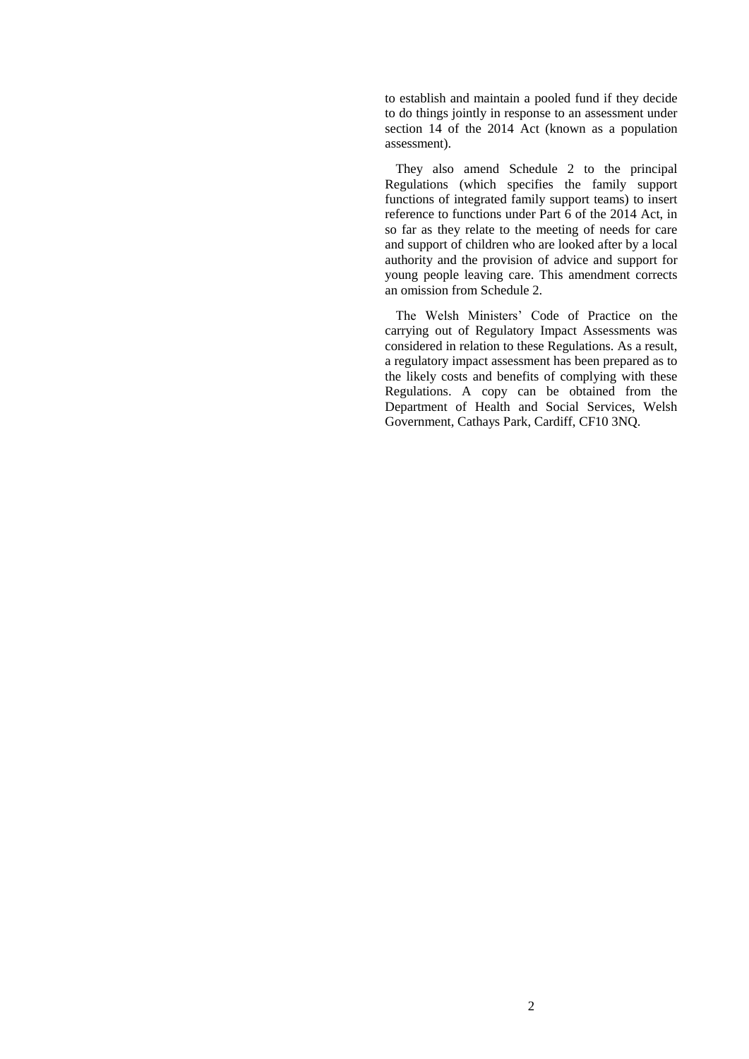to establish and maintain a pooled fund if they decide to do things jointly in response to an assessment under section 14 of the 2014 Act (known as a population assessment).

They also amend Schedule 2 to the principal Regulations (which specifies the family support functions of integrated family support teams) to insert reference to functions under Part 6 of the 2014 Act, in so far as they relate to the meeting of needs for care and support of children who are looked after by a local authority and the provision of advice and support for young people leaving care. This amendment corrects an omission from Schedule 2.

The Welsh Ministers' Code of Practice on the carrying out of Regulatory Impact Assessments was considered in relation to these Regulations. As a result, a regulatory impact assessment has been prepared as to the likely costs and benefits of complying with these Regulations. A copy can be obtained from the Department of Health and Social Services, Welsh Government, Cathays Park, Cardiff, CF10 3NQ.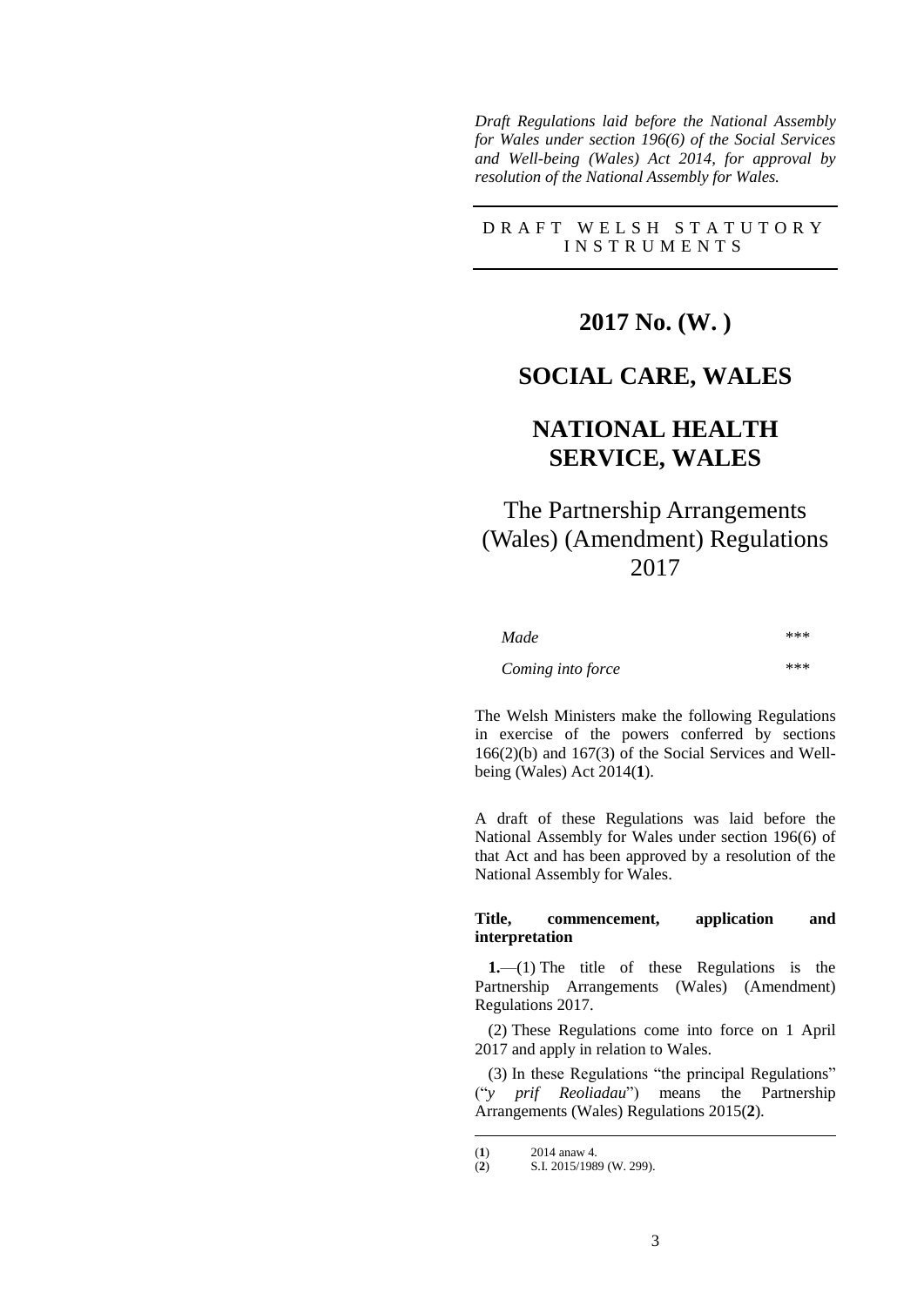*Draft Regulations laid before the National Assembly for Wales under section 196(6) of the Social Services and Well-being (Wales) Act 2014, for approval by resolution of the National Assembly for Wales.*

DRAFT WELSH STATUTORY INSTRUMENTS

# 2017 No. (W. )

# SOCIAL CARE, WALES

# NATIONAL HEALTH SERVICE, WALES

## The Partnership Arrangements (Wales) (Amendment) Regulations 2017

| | |
|---|---|
| *Made* | \*\*\* |
| *Coming into force* | \*\*\* |

The Welsh Ministers make the following Regulations in exercise of the powers conferred by sections 166(2)(b) and 167(3) of the Social Services and Well-being (Wales) Act 2014(**1**).

A draft of these Regulations was laid before the National Assembly for Wales under section 196(6) of that Act and has been approved by a resolution of the National Assembly for Wales.

### Title, commencement, application and interpretation

**1.**—(1) The title of these Regulations is the Partnership Arrangements (Wales) (Amendment) Regulations 2017.

(2) These Regulations come into force on 1 April 2017 and apply in relation to Wales.

(3) In these Regulations "the principal Regulations" ("*y prif Reoliadau*") means the Partnership Arrangements (Wales) Regulations 2015(**2**).

---

(**1**) 2014 anaw 4.

(**2**) S.I. 2015/1989 (W. 299).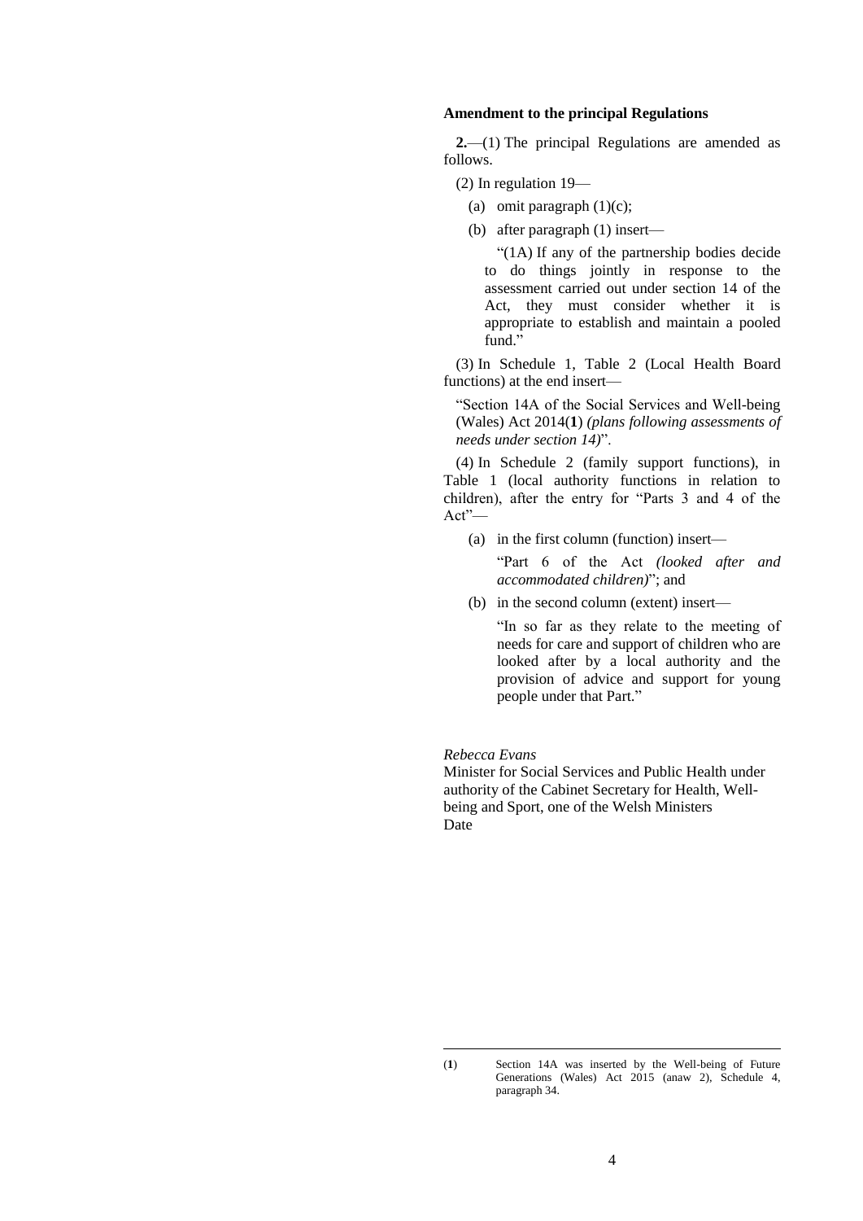**Amendment to the principal Regulations**

**2.**—(1) The principal Regulations are amended as follows.

(2) In regulation 19—

(a) omit paragraph (1)(c);

(b) after paragraph (1) insert—

"(1A) If any of the partnership bodies decide to do things jointly in response to the assessment carried out under section 14 of the Act, they must consider whether it is appropriate to establish and maintain a pooled fund."

(3) In Schedule 1, Table 2 (Local Health Board functions) at the end insert—

"Section 14A of the Social Services and Well-being (Wales) Act 2014(**1**) *(plans following assessments of needs under section 14)*".

(4) In Schedule 2 (family support functions), in Table 1 (local authority functions in relation to children), after the entry for "Parts 3 and 4 of the Act"—

(a) in the first column (function) insert—

"Part 6 of the Act *(looked after and accommodated children)*"; and

(b) in the second column (extent) insert—

"In so far as they relate to the meeting of needs for care and support of children who are looked after by a local authority and the provision of advice and support for young people under that Part."

*Rebecca Evans*
Minister for Social Services and Public Health under authority of the Cabinet Secretary for Health, Well-being and Sport, one of the Welsh Ministers
Date

---

(**1**) Section 14A was inserted by the Well-being of Future Generations (Wales) Act 2015 (anaw 2), Schedule 4, paragraph 34.